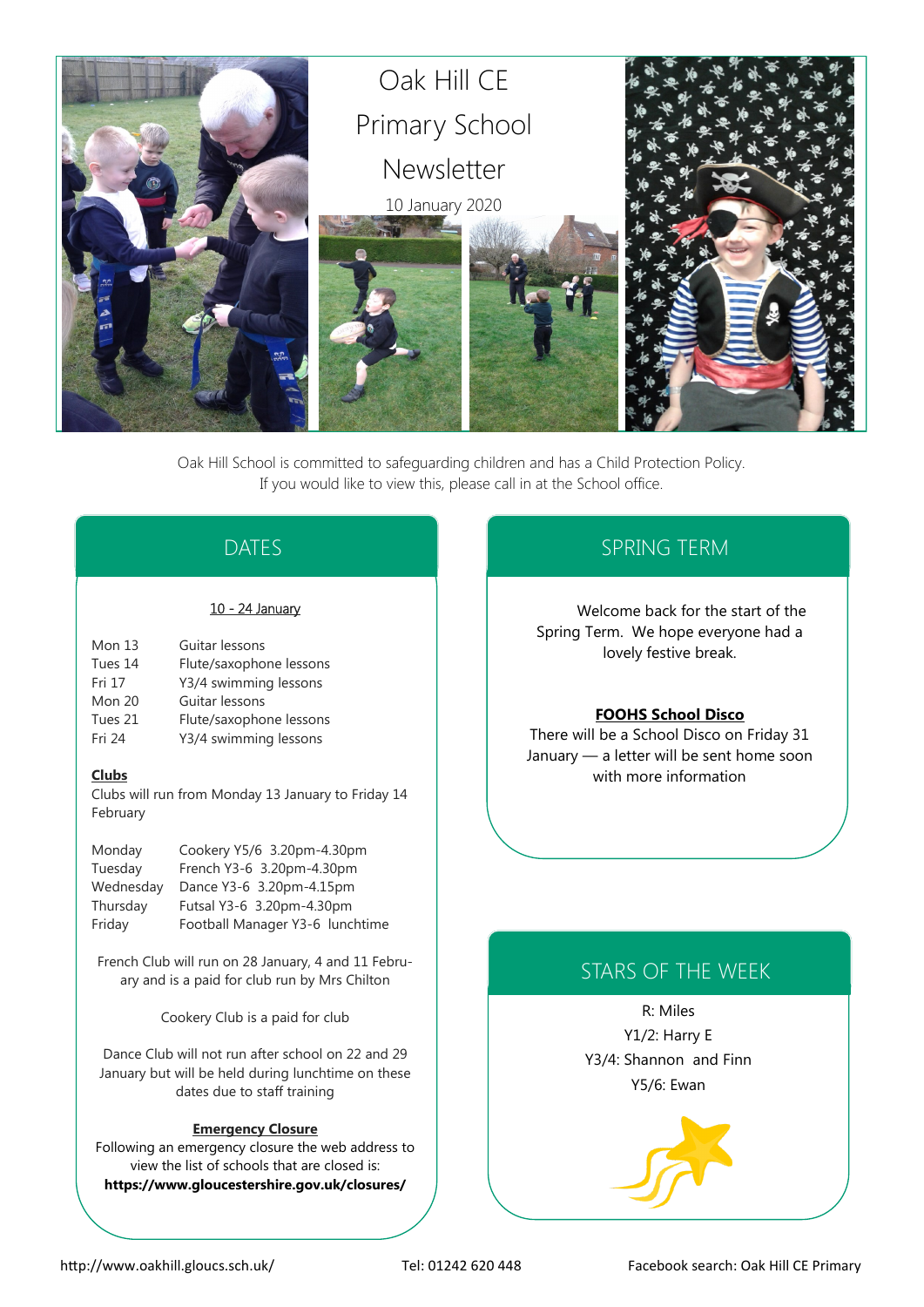# Oak Hill CE Primary School Newsletter

10 January 2020

Oak Hill School is committed to safeguarding children and has a Child Protection Policy.
If you would like to view this, please call in at the School office.

## DATES

10 - 24 January

| | |
|---|---|
| Mon 13 | Guitar lessons |
| Tues 14 | Flute/saxophone lessons |
| Fri 17 | Y3/4 swimming lessons |
| Mon 20 | Guitar lessons |
| Tues 21 | Flute/saxophone lessons |
| Fri 24 | Y3/4 swimming lessons |

**Clubs**

Clubs will run from Monday 13 January to Friday 14 February

| | |
|---|---|
| Monday | Cookery Y5/6 3.20pm-4.30pm |
| Tuesday | French Y3-6 3.20pm-4.30pm |
| Wednesday | Dance Y3-6 3.20pm-4.15pm |
| Thursday | Futsal Y3-6 3.20pm-4.30pm |
| Friday | Football Manager Y3-6 lunchtime |

French Club will run on 28 January, 4 and 11 February and is a paid for club run by Mrs Chilton

Cookery Club is a paid for club

Dance Club will not run after school on 22 and 29 January but will be held during lunchtime on these dates due to staff training

**Emergency Closure**

Following an emergency closure the web address to view the list of schools that are closed is:
**https://www.gloucestershire.gov.uk/closures/**

## SPRING TERM

Welcome back for the start of the Spring Term. We hope everyone had a lovely festive break.

**FOOHS School Disco**

There will be a School Disco on Friday 31 January — a letter will be sent home soon with more information

## STARS OF THE WEEK

R: Miles
Y1/2: Harry E
Y3/4: Shannon and Finn
Y5/6: Ewan

http://www.oakhill.gloucs.sch.uk/ Tel: 01242 620 448 Facebook search: Oak Hill CE Primary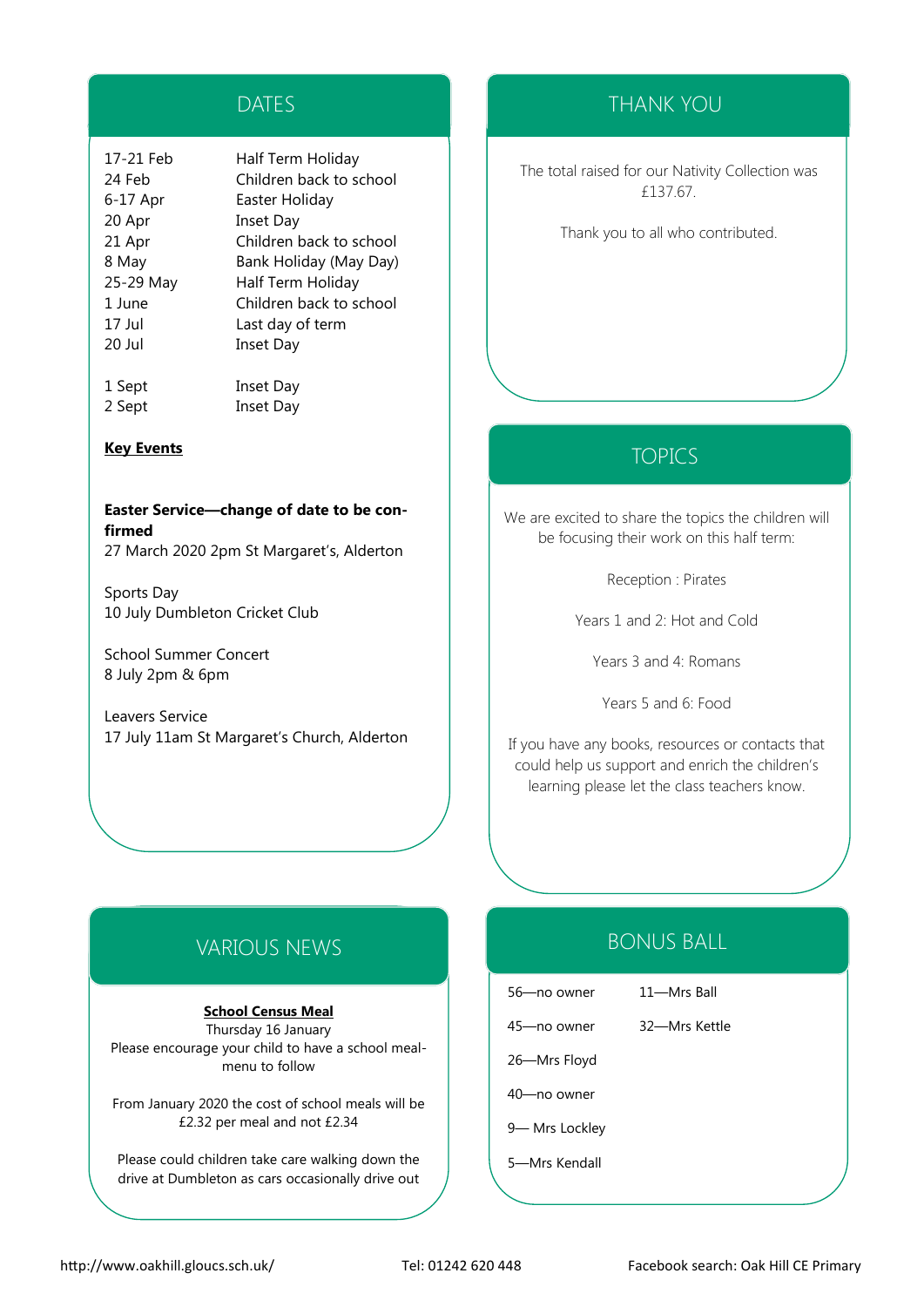## DATES

| | |
|---|---|
| 17-21 Feb | Half Term Holiday |
| 24 Feb | Children back to school |
| 6-17 Apr | Easter Holiday |
| 20 Apr | Inset Day |
| 21 Apr | Children back to school |
| 8 May | Bank Holiday (May Day) |
| 25-29 May | Half Term Holiday |
| 1 June | Children back to school |
| 17 Jul | Last day of term |
| 20 Jul | Inset Day |
| 1 Sept | Inset Day |
| 2 Sept | Inset Day |

**Key Events**

**Easter Service—change of date to be confirmed**
27 March 2020 2pm St Margaret's, Alderton

Sports Day
10 July Dumbleton Cricket Club

School Summer Concert
8 July 2pm & 6pm

Leavers Service
17 July 11am St Margaret's Church, Alderton

## THANK YOU

The total raised for our Nativity Collection was £137.67.

Thank you to all who contributed.

## TOPICS

We are excited to share the topics the children will be focusing their work on this half term:

Reception : Pirates

Years 1 and 2: Hot and Cold

Years 3 and 4: Romans

Years 5 and 6: Food

If you have any books, resources or contacts that could help us support and enrich the children's learning please let the class teachers know.

## VARIOUS NEWS

**School Census Meal**
Thursday 16 January
Please encourage your child to have a school meal- menu to follow

From January 2020 the cost of school meals will be £2.32 per meal and not £2.34

Please could children take care walking down the drive at Dumbleton as cars occasionally drive out

## BONUS BALL

56—no owner

45—no owner

26—Mrs Floyd

40—no owner

9— Mrs Lockley

5—Mrs Kendall

11—Mrs Ball

32—Mrs Kettle

http://www.oakhill.gloucs.sch.uk/ Tel: 01242 620 448 Facebook search: Oak Hill CE Primary